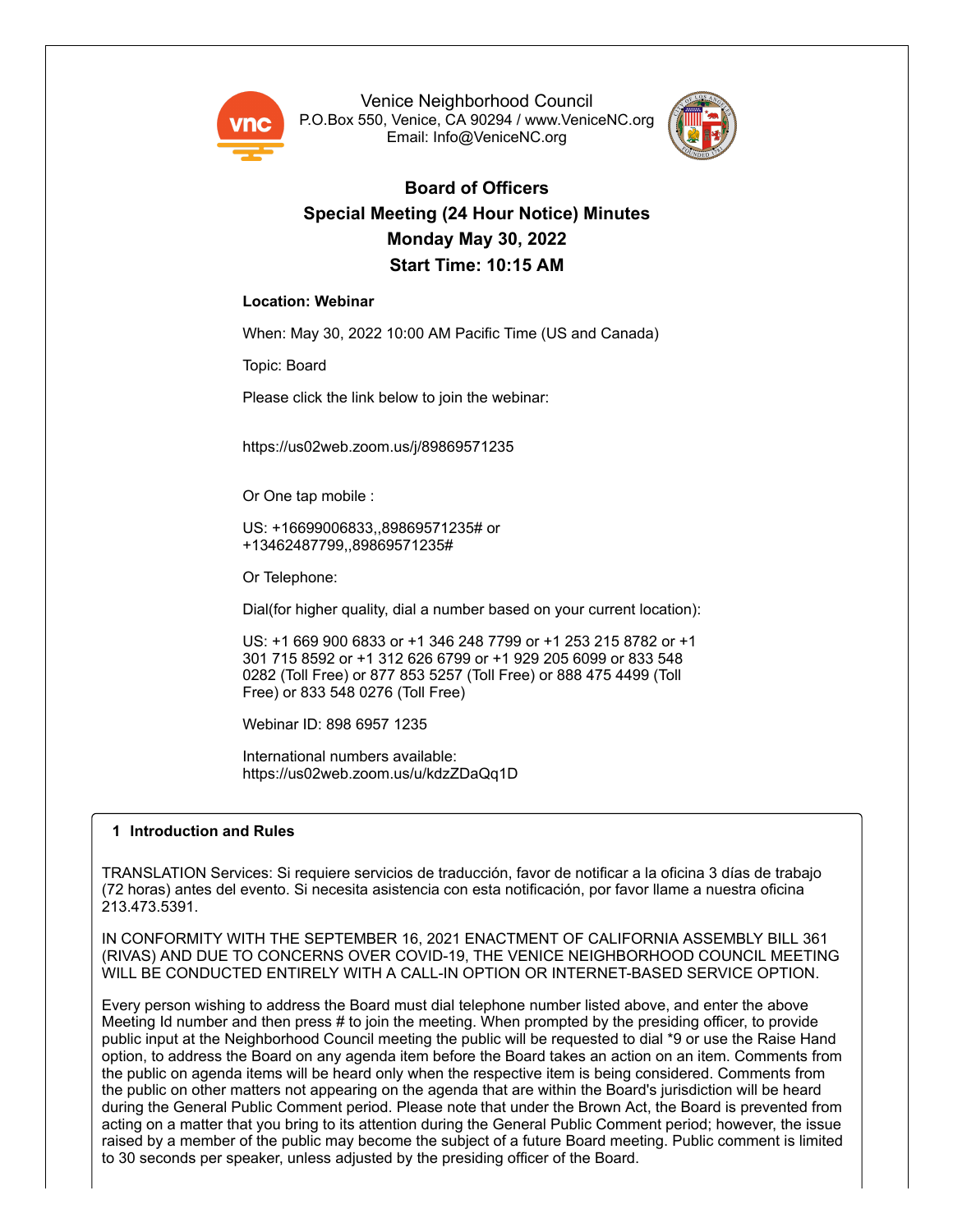Venice Neighborhood Council
P.O.Box 550, Venice, CA 90294 / www.VeniceNC.org
Email: Info@VeniceNC.org

# Board of Officers
## Special Meeting (24 Hour Notice) Minutes
## Monday May 30, 2022
## Start Time: 10:15 AM

**Location: Webinar**

When: May 30, 2022 10:00 AM Pacific Time (US and Canada)

Topic: Board

Please click the link below to join the webinar:

https://us02web.zoom.us/j/89869571235

Or One tap mobile :

US: +16699006833,,89869571235# or
+13462487799,,89869571235#

Or Telephone:

Dial(for higher quality, dial a number based on your current location):

US: +1 669 900 6833 or +1 346 248 7799 or +1 253 215 8782 or +1 301 715 8592 or +1 312 626 6799 or +1 929 205 6099 or 833 548 0282 (Toll Free) or 877 853 5257 (Toll Free) or 888 475 4499 (Toll Free) or 833 548 0276 (Toll Free)

Webinar ID: 898 6957 1235

International numbers available:
https://us02web.zoom.us/u/kdzZDaQq1D

### 1 Introduction and Rules

TRANSLATION Services: Si requiere servicios de traducción, favor de notificar a la oficina 3 días de trabajo (72 horas) antes del evento. Si necesita asistencia con esta notificación, por favor llame a nuestra oficina 213.473.5391.

IN CONFORMITY WITH THE SEPTEMBER 16, 2021 ENACTMENT OF CALIFORNIA ASSEMBLY BILL 361 (RIVAS) AND DUE TO CONCERNS OVER COVID-19, THE VENICE NEIGHBORHOOD COUNCIL MEETING WILL BE CONDUCTED ENTIRELY WITH A CALL-IN OPTION OR INTERNET-BASED SERVICE OPTION.

Every person wishing to address the Board must dial telephone number listed above, and enter the above Meeting Id number and then press # to join the meeting. When prompted by the presiding officer, to provide public input at the Neighborhood Council meeting the public will be requested to dial *9 or use the Raise Hand option, to address the Board on any agenda item before the Board takes an action on an item. Comments from the public on agenda items will be heard only when the respective item is being considered. Comments from the public on other matters not appearing on the agenda that are within the Board's jurisdiction will be heard during the General Public Comment period. Please note that under the Brown Act, the Board is prevented from acting on a matter that you bring to its attention during the General Public Comment period; however, the issue raised by a member of the public may become the subject of a future Board meeting. Public comment is limited to 30 seconds per speaker, unless adjusted by the presiding officer of the Board.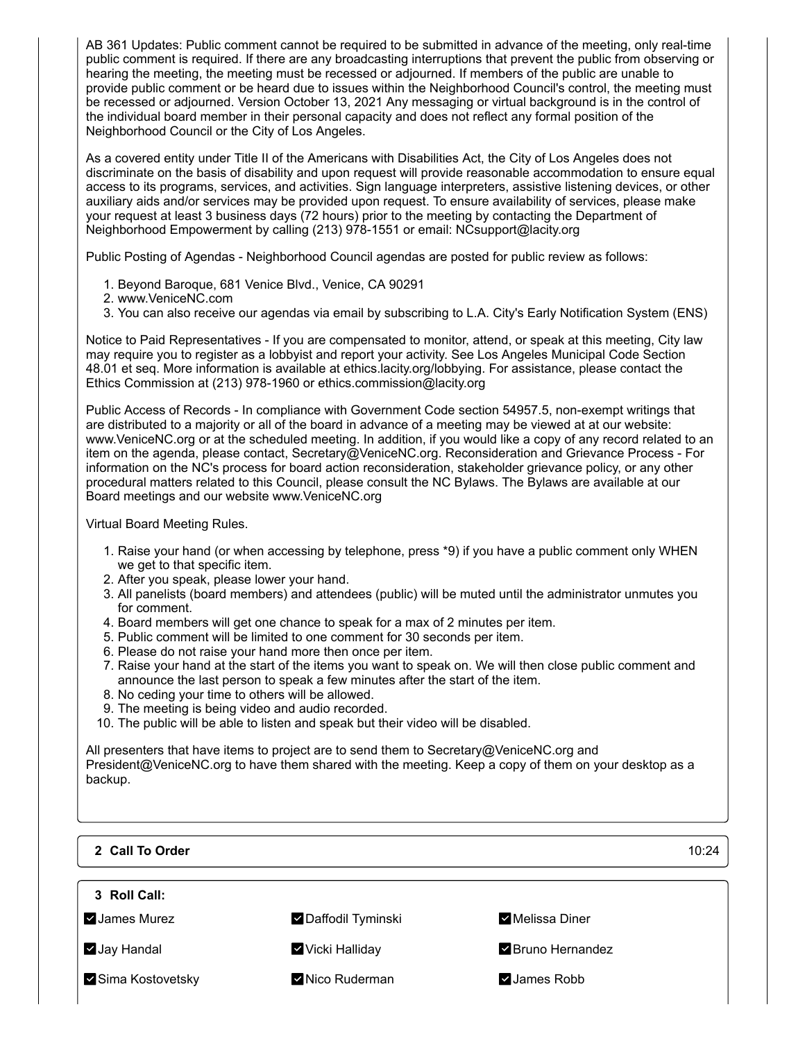AB 361 Updates: Public comment cannot be required to be submitted in advance of the meeting, only real-time public comment is required. If there are any broadcasting interruptions that prevent the public from observing or hearing the meeting, the meeting must be recessed or adjourned. If members of the public are unable to provide public comment or be heard due to issues within the Neighborhood Council's control, the meeting must be recessed or adjourned. Version October 13, 2021 Any messaging or virtual background is in the control of the individual board member in their personal capacity and does not reflect any formal position of the Neighborhood Council or the City of Los Angeles.

As a covered entity under Title II of the Americans with Disabilities Act, the City of Los Angeles does not discriminate on the basis of disability and upon request will provide reasonable accommodation to ensure equal access to its programs, services, and activities. Sign language interpreters, assistive listening devices, or other auxiliary aids and/or services may be provided upon request. To ensure availability of services, please make your request at least 3 business days (72 hours) prior to the meeting by contacting the Department of Neighborhood Empowerment by calling (213) 978-1551 or email: NCsupport@lacity.org

Public Posting of Agendas - Neighborhood Council agendas are posted for public review as follows:

1. Beyond Baroque, 681 Venice Blvd., Venice, CA 90291
2. www.VeniceNC.com
3. You can also receive our agendas via email by subscribing to L.A. City's Early Notification System (ENS)

Notice to Paid Representatives - If you are compensated to monitor, attend, or speak at this meeting, City law may require you to register as a lobbyist and report your activity. See Los Angeles Municipal Code Section 48.01 et seq. More information is available at ethics.lacity.org/lobbying. For assistance, please contact the Ethics Commission at (213) 978-1960 or ethics.commission@lacity.org

Public Access of Records - In compliance with Government Code section 54957.5, non-exempt writings that are distributed to a majority or all of the board in advance of a meeting may be viewed at at our website: www.VeniceNC.org or at the scheduled meeting. In addition, if you would like a copy of any record related to an item on the agenda, please contact, Secretary@VeniceNC.org. Reconsideration and Grievance Process - For information on the NC's process for board action reconsideration, stakeholder grievance policy, or any other procedural matters related to this Council, please consult the NC Bylaws. The Bylaws are available at our Board meetings and our website www.VeniceNC.org

Virtual Board Meeting Rules.

1. Raise your hand (or when accessing by telephone, press *9) if you have a public comment only WHEN we get to that specific item.
2. After you speak, please lower your hand.
3. All panelists (board members) and attendees (public) will be muted until the administrator unmutes you for comment.
4. Board members will get one chance to speak for a max of 2 minutes per item.
5. Public comment will be limited to one comment for 30 seconds per item.
6. Please do not raise your hand more then once per item.
7. Raise your hand at the start of the items you want to speak on. We will then close public comment and announce the last person to speak a few minutes after the start of the item.
8. No ceding your time to others will be allowed.
9. The meeting is being video and audio recorded.
10. The public will be able to listen and speak but their video will be disabled.

All presenters that have items to project are to send them to Secretary@VeniceNC.org and President@VeniceNC.org to have them shared with the meeting. Keep a copy of them on your desktop as a backup.

**2 Call To Order** 10:24

**3 Roll Call:**

- ☑ James Murez
- ☑ Daffodil Tyminski
- ☑ Melissa Diner
- ☑ Jay Handal
- ☑ Vicki Halliday
- ☑ Bruno Hernandez
- ☑ Sima Kostovetsky
- ☑ Nico Ruderman
- ☑ James Robb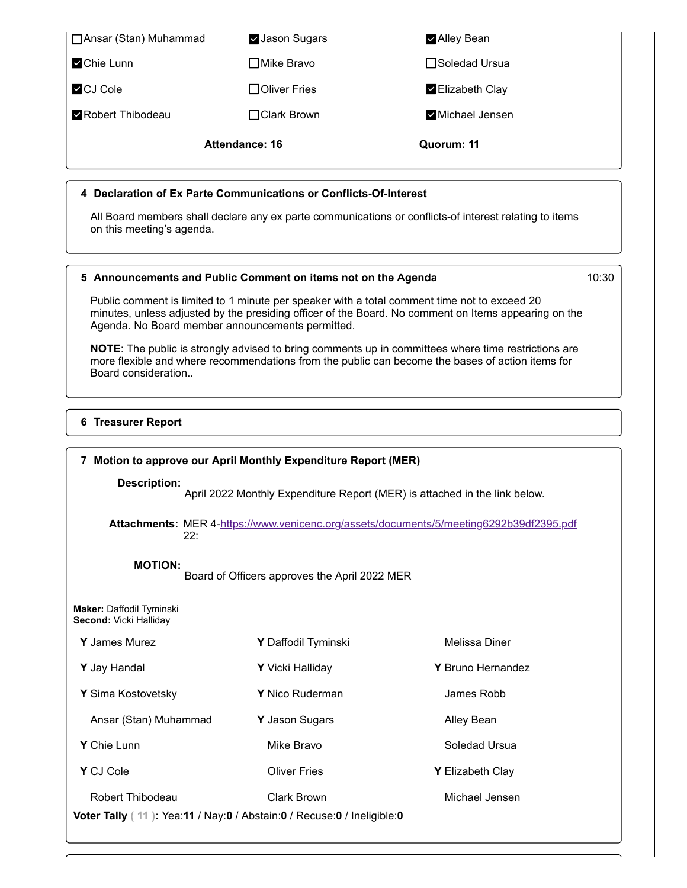| | | |
|---|---|---|
| ☐ Ansar (Stan) Muhammad | ☑ Jason Sugars | ☑ Alley Bean |
| ☑ Chie Lunn | ☐ Mike Bravo | ☐ Soledad Ursua |
| ☑ CJ Cole | ☐ Oliver Fries | ☑ Elizabeth Clay |
| ☑ Robert Thibodeau | ☐ Clark Brown | ☑ Michael Jensen |

**Attendance: 16** **Quorum: 11**

### 4 Declaration of Ex Parte Communications or Conflicts-Of-Interest

All Board members shall declare any ex parte communications or conflicts-of interest relating to items on this meeting's agenda.

### 5 Announcements and Public Comment on items not on the Agenda

10:30

Public comment is limited to 1 minute per speaker with a total comment time not to exceed 20 minutes, unless adjusted by the presiding officer of the Board. No comment on Items appearing on the Agenda. No Board member announcements permitted.

**NOTE**: The public is strongly advised to bring comments up in committees where time restrictions are more flexible and where recommendations from the public can become the bases of action items for Board consideration..

### 6 Treasurer Report

### 7 Motion to approve our April Monthly Expenditure Report (MER)

**Description:** April 2022 Monthly Expenditure Report (MER) is attached in the link below.

**Attachments:** MER 4-22: https://www.venicenc.org/assets/documents/5/meeting6292b39df2395.pdf

**MOTION:** Board of Officers approves the April 2022 MER

**Maker:** Daffodil Tyminski
**Second:** Vicki Halliday

| | | |
|---|---|---|
| **Y** James Murez | **Y** Daffodil Tyminski | Melissa Diner |
| **Y** Jay Handal | **Y** Vicki Halliday | **Y** Bruno Hernandez |
| **Y** Sima Kostovetsky | **Y** Nico Ruderman | James Robb |
| Ansar (Stan) Muhammad | **Y** Jason Sugars | Alley Bean |
| **Y** Chie Lunn | Mike Bravo | Soledad Ursua |
| **Y** CJ Cole | Oliver Fries | **Y** Elizabeth Clay |
| Robert Thibodeau | Clark Brown | Michael Jensen |

**Voter Tally ( 11 ):** Yea:**11** / Nay:**0** / Abstain:**0** / Recuse:**0** / Ineligible:**0**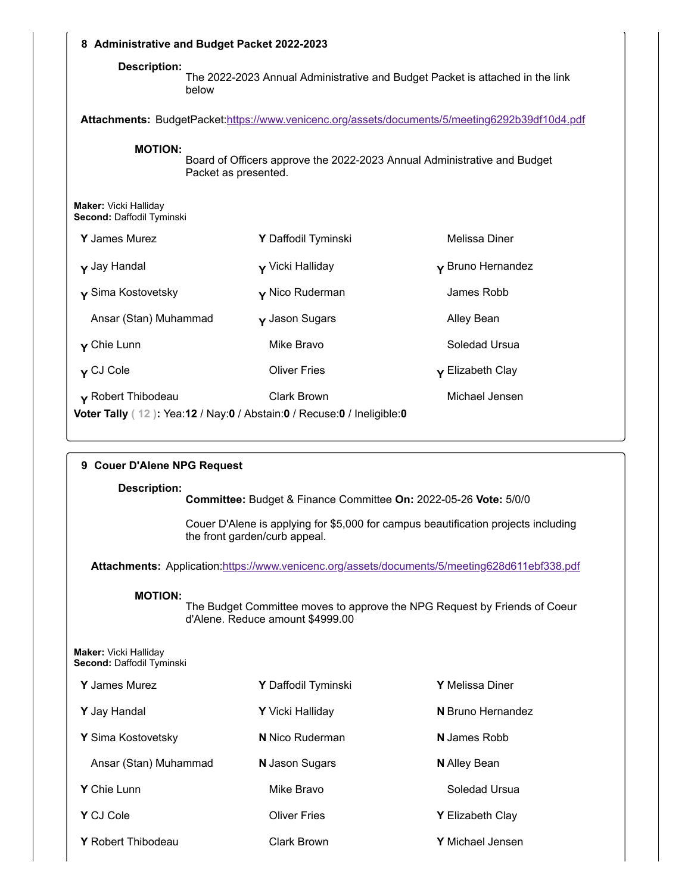### 8 Administrative and Budget Packet 2022-2023

**Description:**
The 2022-2023 Annual Administrative and Budget Packet is attached in the link below

**Attachments:** BudgetPacket:https://www.venicenc.org/assets/documents/5/meeting6292b39df10d4.pdf

**MOTION:**
Board of Officers approve the 2022-2023 Annual Administrative and Budget Packet as presented.

**Maker:** Vicki Halliday
**Second:** Daffodil Tyminski

| | | |
|---|---|---|
| **Y** James Murez | **Y** Daffodil Tyminski | Melissa Diner |
| **Y** Jay Handal | **Y** Vicki Halliday | **Y** Bruno Hernandez |
| **Y** Sima Kostovetsky | **Y** Nico Ruderman | James Robb |
| Ansar (Stan) Muhammad | **Y** Jason Sugars | Alley Bean |
| **Y** Chie Lunn | Mike Bravo | Soledad Ursua |
| **Y** CJ Cole | Oliver Fries | **Y** Elizabeth Clay |
| **Y** Robert Thibodeau | Clark Brown | Michael Jensen |

**Voter Tally ( 12 ):** Yea:**12** / Nay:**0** / Abstain:**0** / Recuse:**0** / Ineligible:**0**

### 9 Couer D'Alene NPG Request

**Description:**
**Committee:** Budget & Finance Committee **On:** 2022-05-26 **Vote:** 5/0/0

Couer D'Alene is applying for $5,000 for campus beautification projects including the front garden/curb appeal.

**Attachments:** Application:https://www.venicenc.org/assets/documents/5/meeting628d611ebf338.pdf

**MOTION:**
The Budget Committee moves to approve the NPG Request by Friends of Coeur d'Alene. Reduce amount $4999.00

**Maker:** Vicki Halliday
**Second:** Daffodil Tyminski

| | | |
|---|---|---|
| **Y** James Murez | **Y** Daffodil Tyminski | **Y** Melissa Diner |
| **Y** Jay Handal | **Y** Vicki Halliday | **N** Bruno Hernandez |
| **Y** Sima Kostovetsky | **N** Nico Ruderman | **N** James Robb |
| Ansar (Stan) Muhammad | **N** Jason Sugars | **N** Alley Bean |
| **Y** Chie Lunn | Mike Bravo | Soledad Ursua |
| **Y** CJ Cole | Oliver Fries | **Y** Elizabeth Clay |
| **Y** Robert Thibodeau | Clark Brown | **Y** Michael Jensen |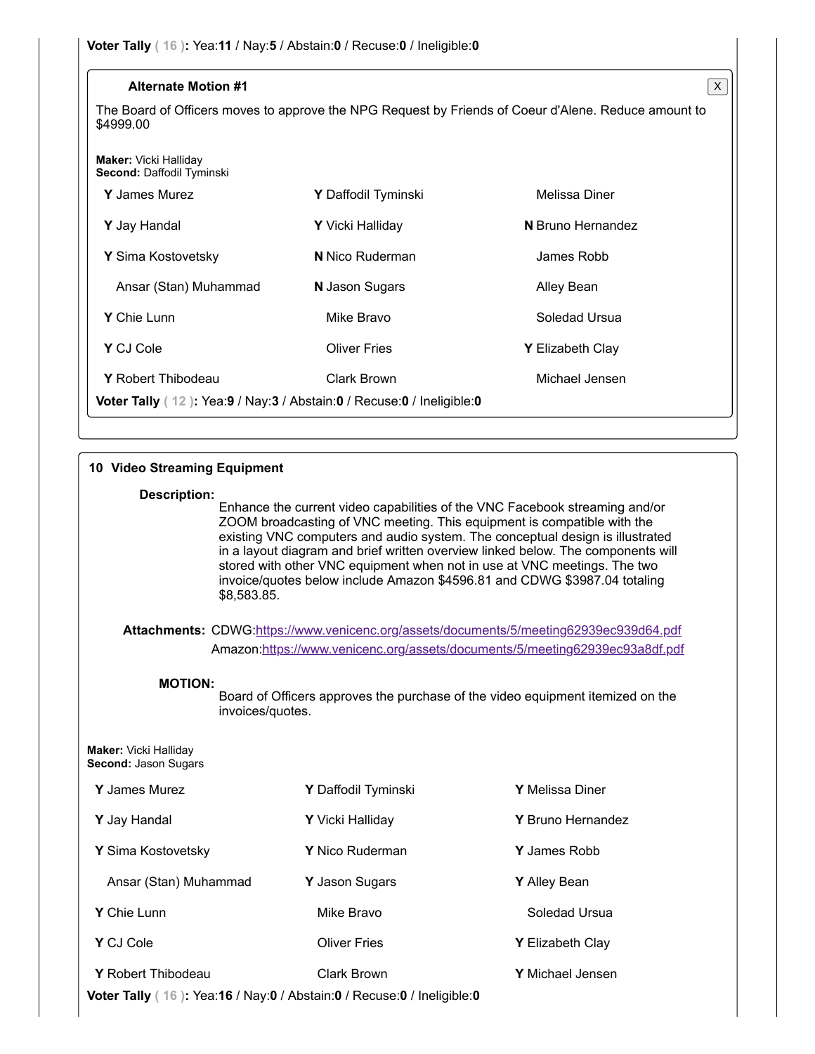**Voter Tally** ( 16 )**:** Yea:**11** / Nay:**5** / Abstain:**0** / Recuse:**0** / Ineligible:**0**

**Alternate Motion #1**

The Board of Officers moves to approve the NPG Request by Friends of Coeur d'Alene. Reduce amount to $4999.00

**Maker:** Vicki Halliday
**Second:** Daffodil Tyminski

| | | |
|---|---|---|
| **Y** James Murez | **Y** Daffodil Tyminski | Melissa Diner |
| **Y** Jay Handal | **Y** Vicki Halliday | **N** Bruno Hernandez |
| **Y** Sima Kostovetsky | **N** Nico Ruderman | James Robb |
| Ansar (Stan) Muhammad | **N** Jason Sugars | Alley Bean |
| **Y** Chie Lunn | Mike Bravo | Soledad Ursua |
| **Y** CJ Cole | Oliver Fries | **Y** Elizabeth Clay |
| **Y** Robert Thibodeau | Clark Brown | Michael Jensen |

**Voter Tally** ( 12 )**:** Yea:**9** / Nay:**3** / Abstain:**0** / Recuse:**0** / Ineligible:**0**

## 10 Video Streaming Equipment

**Description:**
Enhance the current video capabilities of the VNC Facebook streaming and/or ZOOM broadcasting of VNC meeting. This equipment is compatible with the existing VNC computers and audio system. The conceptual design is illustrated in a layout diagram and brief written overview linked below. The components will stored with other VNC equipment when not in use at VNC meetings. The two invoice/quotes below include Amazon $4596.81 and CDWG $3987.04 totaling $8,583.85.

**Attachments:** CDWG:https://www.venicenc.org/assets/documents/5/meeting62939ec939d64.pdf
Amazon:https://www.venicenc.org/assets/documents/5/meeting62939ec93a8df.pdf

**MOTION:**
Board of Officers approves the purchase of the video equipment itemized on the invoices/quotes.

**Maker:** Vicki Halliday
**Second:** Jason Sugars

| | | |
|---|---|---|
| **Y** James Murez | **Y** Daffodil Tyminski | **Y** Melissa Diner |
| **Y** Jay Handal | **Y** Vicki Halliday | **Y** Bruno Hernandez |
| **Y** Sima Kostovetsky | **Y** Nico Ruderman | **Y** James Robb |
| Ansar (Stan) Muhammad | **Y** Jason Sugars | **Y** Alley Bean |
| **Y** Chie Lunn | Mike Bravo | Soledad Ursua |
| **Y** CJ Cole | Oliver Fries | **Y** Elizabeth Clay |
| **Y** Robert Thibodeau | Clark Brown | **Y** Michael Jensen |

**Voter Tally** ( 16 )**:** Yea:**16** / Nay:**0** / Abstain:**0** / Recuse:**0** / Ineligible:**0**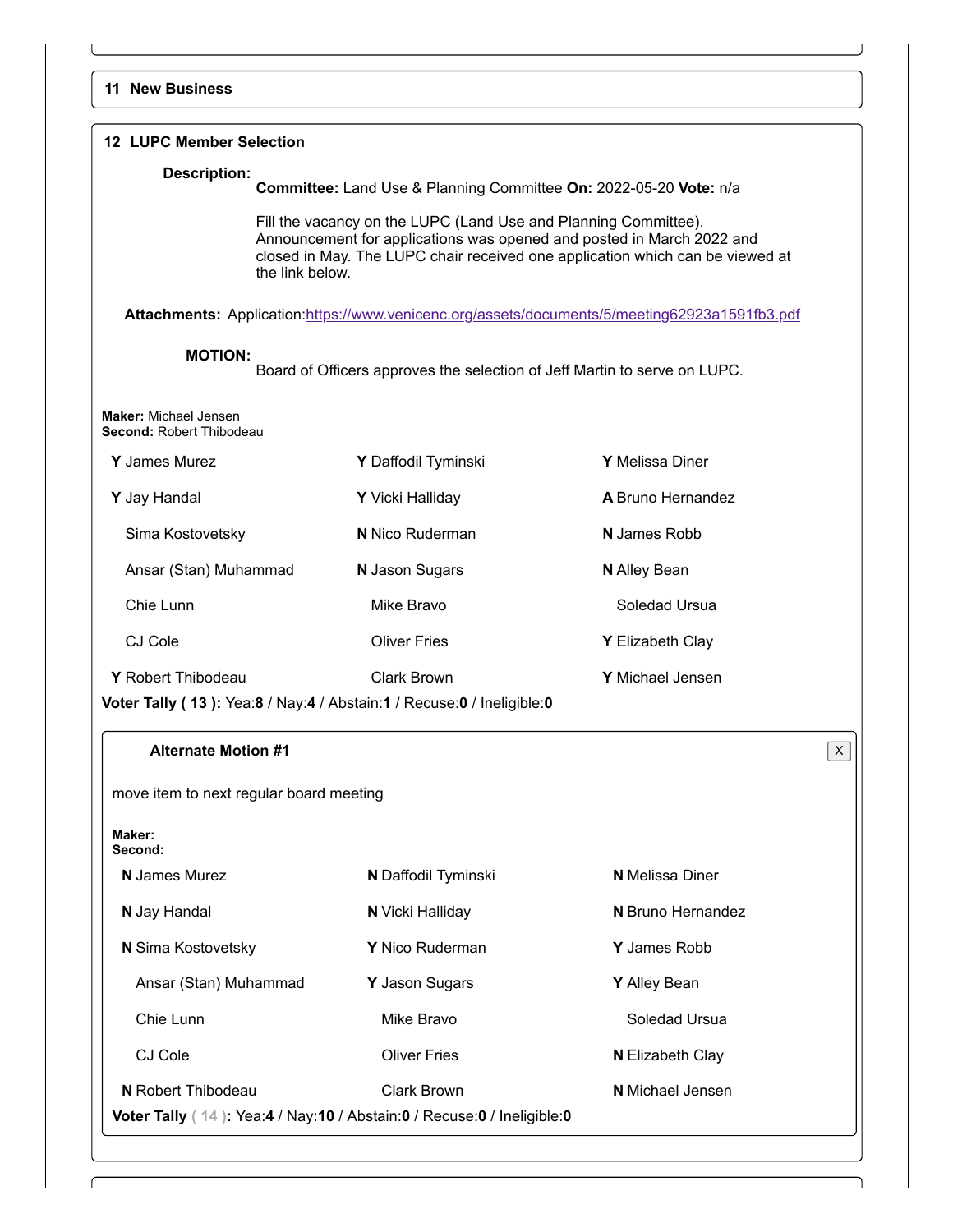## 11 New Business

## 12 LUPC Member Selection

**Description:**

**Committee:** Land Use & Planning Committee **On:** 2022-05-20 **Vote:** n/a

Fill the vacancy on the LUPC (Land Use and Planning Committee). Announcement for applications was opened and posted in March 2022 and closed in May. The LUPC chair received one application which can be viewed at the link below.

**Attachments:** Application:https://www.venicenc.org/assets/documents/5/meeting62923a1591fb3.pdf

**MOTION:**

Board of Officers approves the selection of Jeff Martin to serve on LUPC.

**Maker:** Michael Jensen
**Second:** Robert Thibodeau

| | | |
|---|---|---|
| **Y** James Murez | **Y** Daffodil Tyminski | **Y** Melissa Diner |
| **Y** Jay Handal | **Y** Vicki Halliday | **A** Bruno Hernandez |
| Sima Kostovetsky | **N** Nico Ruderman | **N** James Robb |
| Ansar (Stan) Muhammad | **N** Jason Sugars | **N** Alley Bean |
| Chie Lunn | Mike Bravo | Soledad Ursua |
| CJ Cole | Oliver Fries | **Y** Elizabeth Clay |
| **Y** Robert Thibodeau | Clark Brown | **Y** Michael Jensen |

**Voter Tally ( 13 ):** Yea:**8** / Nay:**4** / Abstain:**1** / Recuse:**0** / Ineligible:**0**

### Alternate Motion #1

move item to next regular board meeting

**Maker:**
**Second:**

| | | |
|---|---|---|
| **N** James Murez | **N** Daffodil Tyminski | **N** Melissa Diner |
| **N** Jay Handal | **N** Vicki Halliday | **N** Bruno Hernandez |
| **N** Sima Kostovetsky | **Y** Nico Ruderman | **Y** James Robb |
| Ansar (Stan) Muhammad | **Y** Jason Sugars | **Y** Alley Bean |
| Chie Lunn | Mike Bravo | Soledad Ursua |
| CJ Cole | Oliver Fries | **N** Elizabeth Clay |
| **N** Robert Thibodeau | Clark Brown | **N** Michael Jensen |

**Voter Tally ( 14 ):** Yea:**4** / Nay:**10** / Abstain:**0** / Recuse:**0** / Ineligible:**0**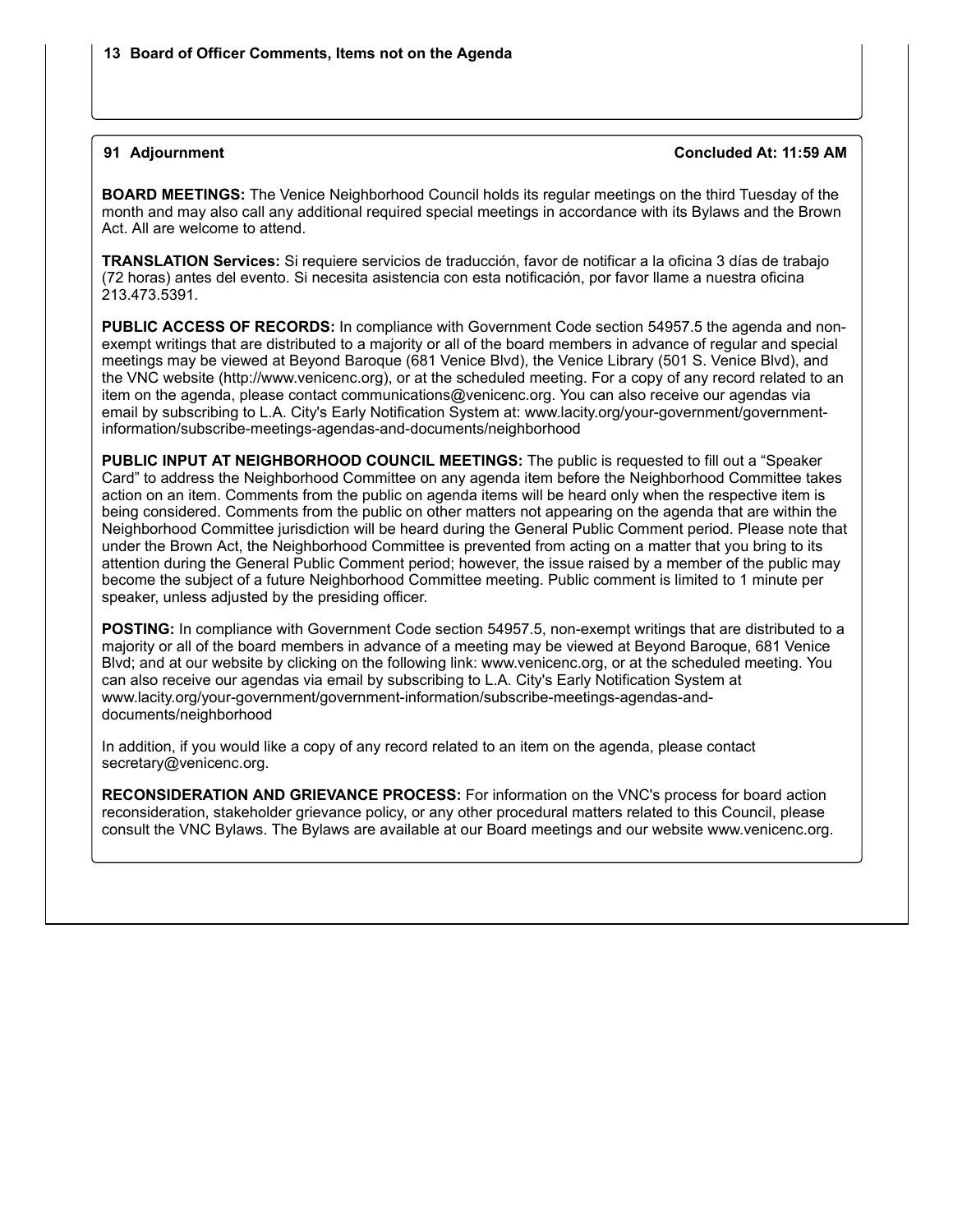**13 Board of Officer Comments, Items not on the Agenda**

**91 Adjournment** **Concluded At: 11:59 AM**

**BOARD MEETINGS:** The Venice Neighborhood Council holds its regular meetings on the third Tuesday of the month and may also call any additional required special meetings in accordance with its Bylaws and the Brown Act. All are welcome to attend.

**TRANSLATION Services:** Si requiere servicios de traducción, favor de notificar a la oficina 3 días de trabajo (72 horas) antes del evento. Si necesita asistencia con esta notificación, por favor llame a nuestra oficina 213.473.5391.

**PUBLIC ACCESS OF RECORDS:** In compliance with Government Code section 54957.5 the agenda and non-exempt writings that are distributed to a majority or all of the board members in advance of regular and special meetings may be viewed at Beyond Baroque (681 Venice Blvd), the Venice Library (501 S. Venice Blvd), and the VNC website (http://www.venicenc.org), or at the scheduled meeting. For a copy of any record related to an item on the agenda, please contact communications@venicenc.org. You can also receive our agendas via email by subscribing to L.A. City's Early Notification System at: www.lacity.org/your-government/government-information/subscribe-meetings-agendas-and-documents/neighborhood

**PUBLIC INPUT AT NEIGHBORHOOD COUNCIL MEETINGS:** The public is requested to fill out a "Speaker Card" to address the Neighborhood Committee on any agenda item before the Neighborhood Committee takes action on an item. Comments from the public on agenda items will be heard only when the respective item is being considered. Comments from the public on other matters not appearing on the agenda that are within the Neighborhood Committee jurisdiction will be heard during the General Public Comment period. Please note that under the Brown Act, the Neighborhood Committee is prevented from acting on a matter that you bring to its attention during the General Public Comment period; however, the issue raised by a member of the public may become the subject of a future Neighborhood Committee meeting. Public comment is limited to 1 minute per speaker, unless adjusted by the presiding officer.

**POSTING:** In compliance with Government Code section 54957.5, non-exempt writings that are distributed to a majority or all of the board members in advance of a meeting may be viewed at Beyond Baroque, 681 Venice Blvd; and at our website by clicking on the following link: www.venicenc.org, or at the scheduled meeting. You can also receive our agendas via email by subscribing to L.A. City's Early Notification System at www.lacity.org/your-government/government-information/subscribe-meetings-agendas-and-documents/neighborhood

In addition, if you would like a copy of any record related to an item on the agenda, please contact secretary@venicenc.org.

**RECONSIDERATION AND GRIEVANCE PROCESS:** For information on the VNC's process for board action reconsideration, stakeholder grievance policy, or any other procedural matters related to this Council, please consult the VNC Bylaws. The Bylaws are available at our Board meetings and our website www.venicenc.org.